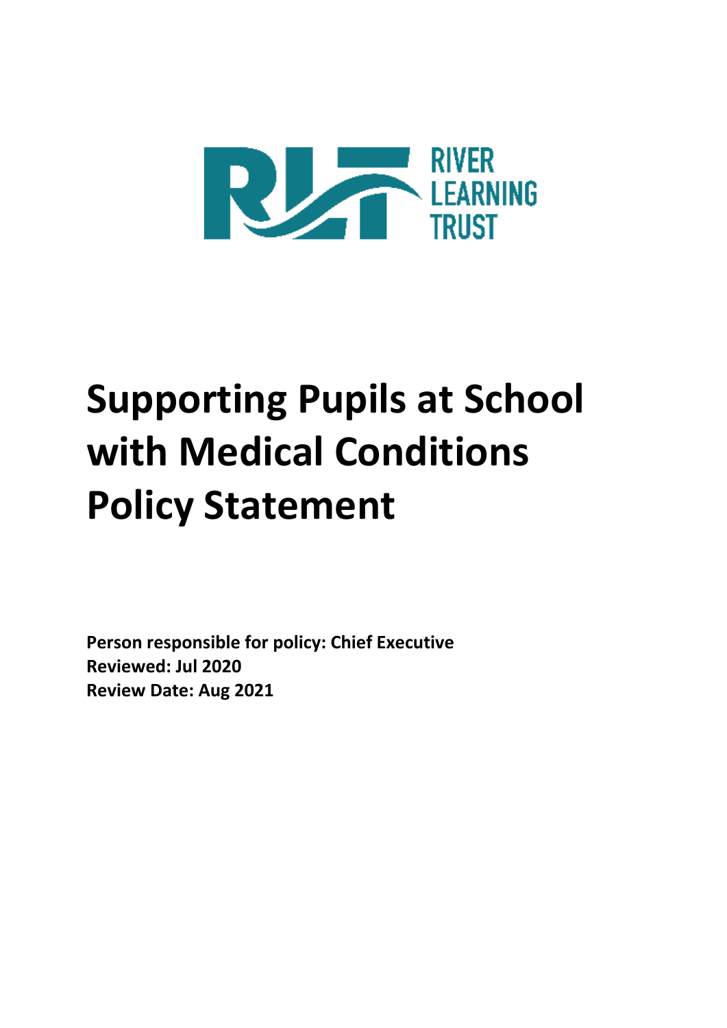RIVER LEARNING TRUST

# Supporting Pupils at School with Medical Conditions Policy Statement

**Person responsible for policy: Chief Executive**
**Reviewed: Jul 2020**
**Review Date: Aug 2021**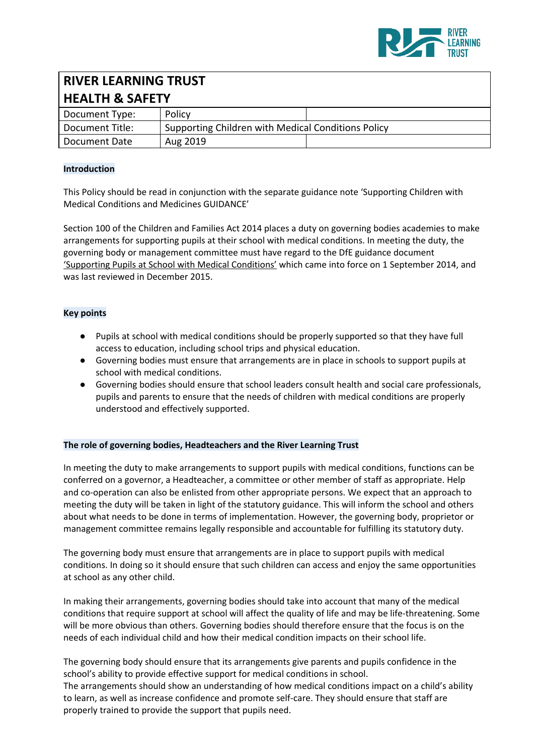| RIVER LEARNING TRUST<br>HEALTH & SAFETY | | |
|---|---|---|
| Document Type: | Policy | |
| Document Title: | Supporting Children with Medical Conditions Policy | |
| Document Date | Aug 2019 | |

**Introduction**

This Policy should be read in conjunction with the separate guidance note 'Supporting Children with Medical Conditions and Medicines GUIDANCE'

Section 100 of the Children and Families Act 2014 places a duty on governing bodies academies to make arrangements for supporting pupils at their school with medical conditions. In meeting the duty, the governing body or management committee must have regard to the DfE guidance document 'Supporting Pupils at School with Medical Conditions' which came into force on 1 September 2014, and was last reviewed in December 2015.

**Key points**

- Pupils at school with medical conditions should be properly supported so that they have full access to education, including school trips and physical education.
- Governing bodies must ensure that arrangements are in place in schools to support pupils at school with medical conditions.
- Governing bodies should ensure that school leaders consult health and social care professionals, pupils and parents to ensure that the needs of children with medical conditions are properly understood and effectively supported.

**The role of governing bodies, Headteachers and the River Learning Trust**

In meeting the duty to make arrangements to support pupils with medical conditions, functions can be conferred on a governor, a Headteacher, a committee or other member of staff as appropriate. Help and co-operation can also be enlisted from other appropriate persons. We expect that an approach to meeting the duty will be taken in light of the statutory guidance. This will inform the school and others about what needs to be done in terms of implementation. However, the governing body, proprietor or management committee remains legally responsible and accountable for fulfilling its statutory duty.

The governing body must ensure that arrangements are in place to support pupils with medical conditions. In doing so it should ensure that such children can access and enjoy the same opportunities at school as any other child.

In making their arrangements, governing bodies should take into account that many of the medical conditions that require support at school will affect the quality of life and may be life-threatening. Some will be more obvious than others. Governing bodies should therefore ensure that the focus is on the needs of each individual child and how their medical condition impacts on their school life.

The governing body should ensure that its arrangements give parents and pupils confidence in the school's ability to provide effective support for medical conditions in school.
The arrangements should show an understanding of how medical conditions impact on a child's ability to learn, as well as increase confidence and promote self-care. They should ensure that staff are properly trained to provide the support that pupils need.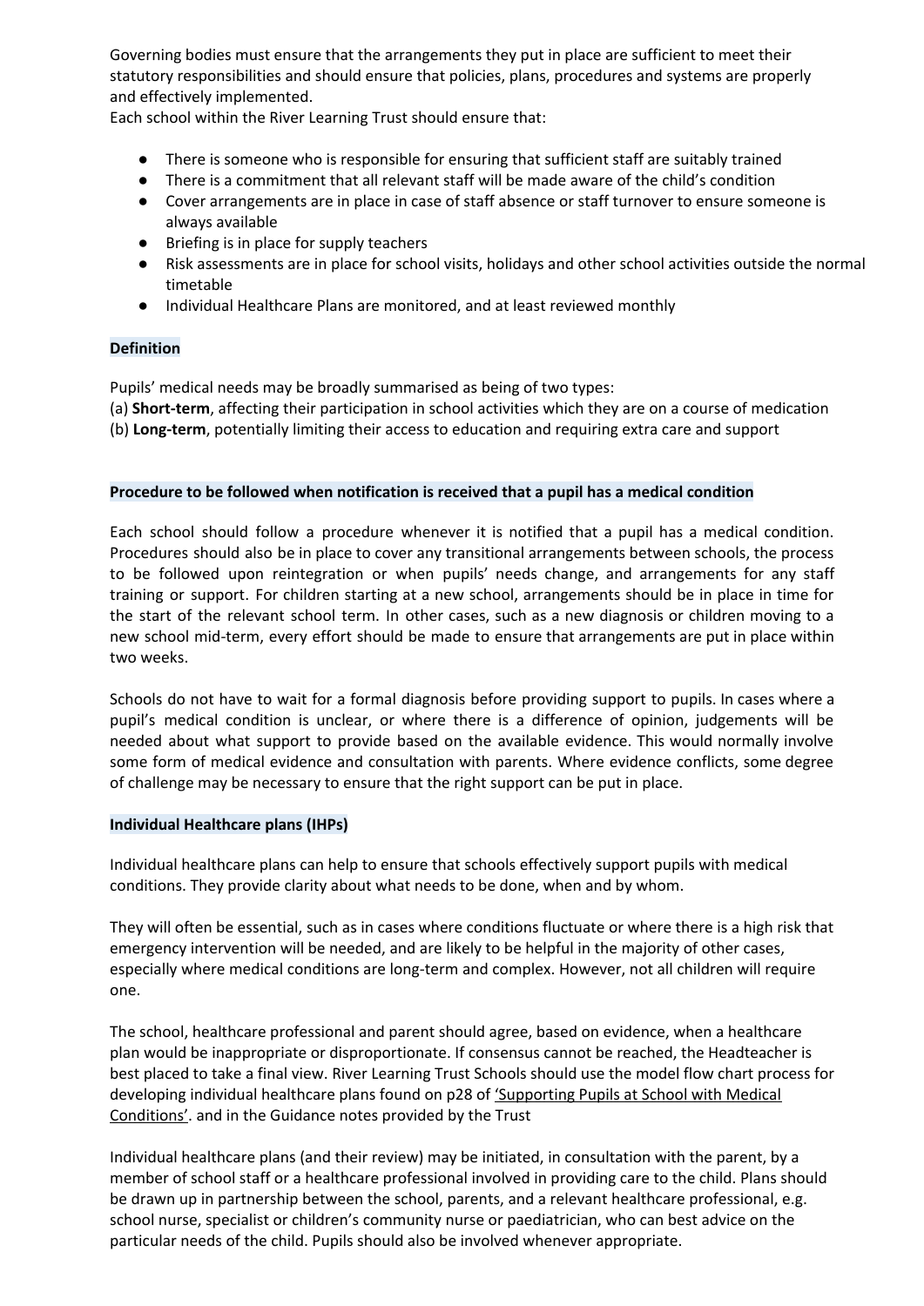Governing bodies must ensure that the arrangements they put in place are sufficient to meet their statutory responsibilities and should ensure that policies, plans, procedures and systems are properly and effectively implemented.
Each school within the River Learning Trust should ensure that:

- There is someone who is responsible for ensuring that sufficient staff are suitably trained
- There is a commitment that all relevant staff will be made aware of the child's condition
- Cover arrangements are in place in case of staff absence or staff turnover to ensure someone is always available
- Briefing is in place for supply teachers
- Risk assessments are in place for school visits, holidays and other school activities outside the normal timetable
- Individual Healthcare Plans are monitored, and at least reviewed monthly

**Definition**

Pupils' medical needs may be broadly summarised as being of two types:
(a) **Short-term**, affecting their participation in school activities which they are on a course of medication
(b) **Long-term**, potentially limiting their access to education and requiring extra care and support

**Procedure to be followed when notification is received that a pupil has a medical condition**

Each school should follow a procedure whenever it is notified that a pupil has a medical condition. Procedures should also be in place to cover any transitional arrangements between schools, the process to be followed upon reintegration or when pupils' needs change, and arrangements for any staff training or support. For children starting at a new school, arrangements should be in place in time for the start of the relevant school term. In other cases, such as a new diagnosis or children moving to a new school mid-term, every effort should be made to ensure that arrangements are put in place within two weeks.

Schools do not have to wait for a formal diagnosis before providing support to pupils. In cases where a pupil's medical condition is unclear, or where there is a difference of opinion, judgements will be needed about what support to provide based on the available evidence. This would normally involve some form of medical evidence and consultation with parents. Where evidence conflicts, some degree of challenge may be necessary to ensure that the right support can be put in place.

**Individual Healthcare plans (IHPs)**

Individual healthcare plans can help to ensure that schools effectively support pupils with medical conditions. They provide clarity about what needs to be done, when and by whom.

They will often be essential, such as in cases where conditions fluctuate or where there is a high risk that emergency intervention will be needed, and are likely to be helpful in the majority of other cases, especially where medical conditions are long-term and complex. However, not all children will require one.

The school, healthcare professional and parent should agree, based on evidence, when a healthcare plan would be inappropriate or disproportionate. If consensus cannot be reached, the Headteacher is best placed to take a final view. River Learning Trust Schools should use the model flow chart process for developing individual healthcare plans found on p28 of 'Supporting Pupils at School with Medical Conditions'. and in the Guidance notes provided by the Trust

Individual healthcare plans (and their review) may be initiated, in consultation with the parent, by a member of school staff or a healthcare professional involved in providing care to the child. Plans should be drawn up in partnership between the school, parents, and a relevant healthcare professional, e.g. school nurse, specialist or children's community nurse or paediatrician, who can best advice on the particular needs of the child. Pupils should also be involved whenever appropriate.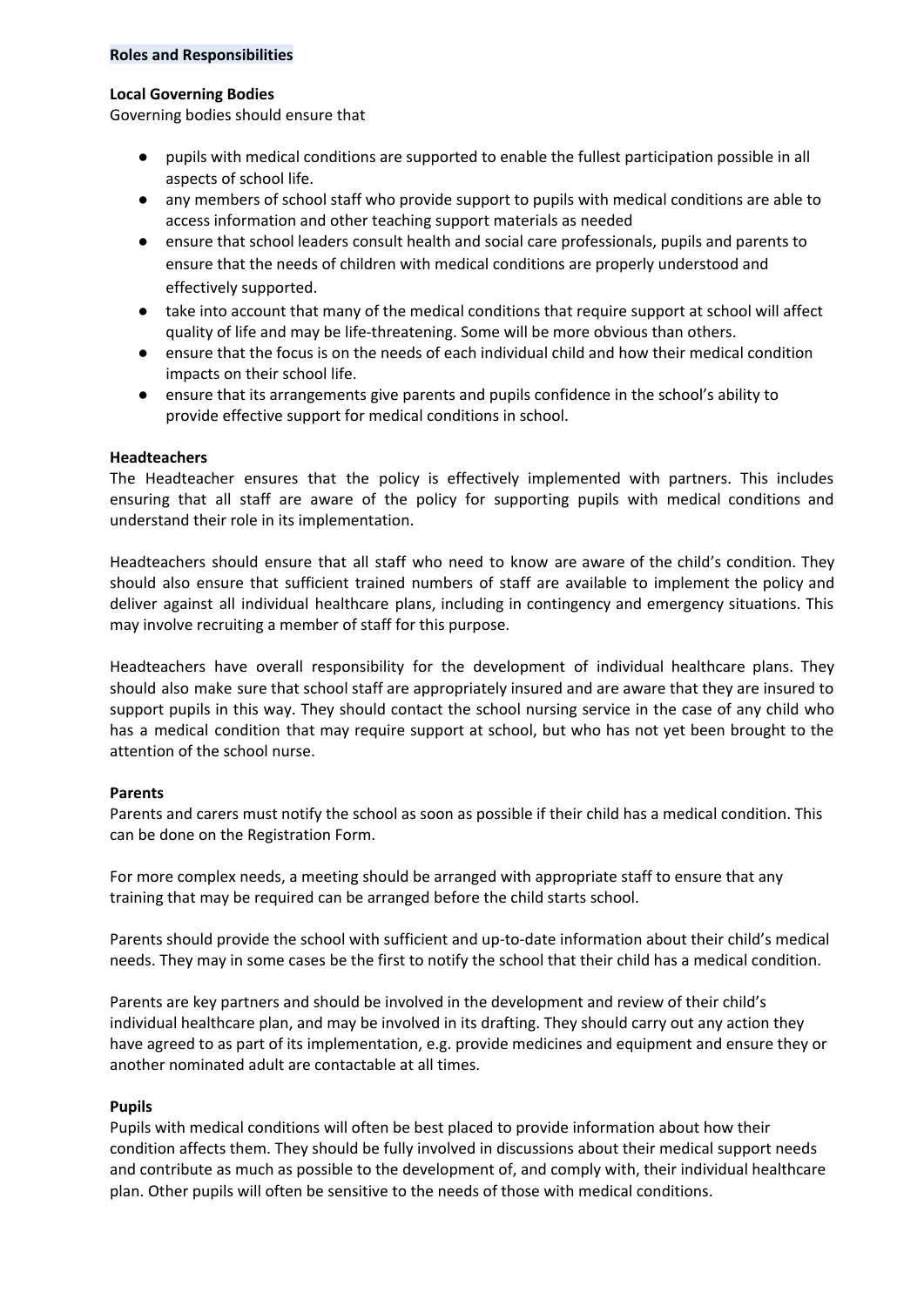**Roles and Responsibilities**

**Local Governing Bodies**

Governing bodies should ensure that

- pupils with medical conditions are supported to enable the fullest participation possible in all aspects of school life.
- any members of school staff who provide support to pupils with medical conditions are able to access information and other teaching support materials as needed
- ensure that school leaders consult health and social care professionals, pupils and parents to ensure that the needs of children with medical conditions are properly understood and effectively supported.
- take into account that many of the medical conditions that require support at school will affect quality of life and may be life-threatening. Some will be more obvious than others.
- ensure that the focus is on the needs of each individual child and how their medical condition impacts on their school life.
- ensure that its arrangements give parents and pupils confidence in the school's ability to provide effective support for medical conditions in school.

**Headteachers**

The Headteacher ensures that the policy is effectively implemented with partners. This includes ensuring that all staff are aware of the policy for supporting pupils with medical conditions and understand their role in its implementation.

Headteachers should ensure that all staff who need to know are aware of the child's condition. They should also ensure that sufficient trained numbers of staff are available to implement the policy and deliver against all individual healthcare plans, including in contingency and emergency situations. This may involve recruiting a member of staff for this purpose.

Headteachers have overall responsibility for the development of individual healthcare plans. They should also make sure that school staff are appropriately insured and are aware that they are insured to support pupils in this way. They should contact the school nursing service in the case of any child who has a medical condition that may require support at school, but who has not yet been brought to the attention of the school nurse.

**Parents**

Parents and carers must notify the school as soon as possible if their child has a medical condition. This can be done on the Registration Form.

For more complex needs, a meeting should be arranged with appropriate staff to ensure that any training that may be required can be arranged before the child starts school.

Parents should provide the school with sufficient and up-to-date information about their child's medical needs. They may in some cases be the first to notify the school that their child has a medical condition.

Parents are key partners and should be involved in the development and review of their child's individual healthcare plan, and may be involved in its drafting. They should carry out any action they have agreed to as part of its implementation, e.g. provide medicines and equipment and ensure they or another nominated adult are contactable at all times.

**Pupils**

Pupils with medical conditions will often be best placed to provide information about how their condition affects them. They should be fully involved in discussions about their medical support needs and contribute as much as possible to the development of, and comply with, their individual healthcare plan. Other pupils will often be sensitive to the needs of those with medical conditions.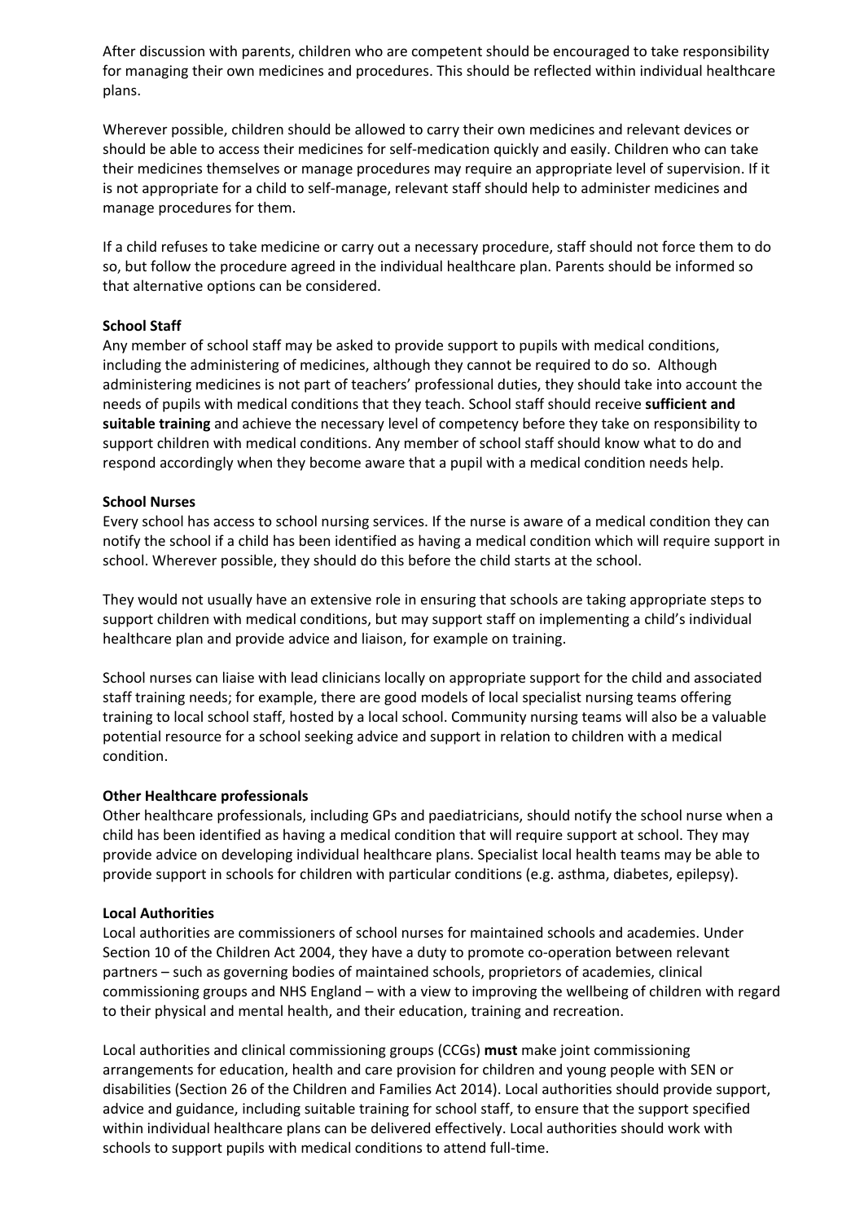After discussion with parents, children who are competent should be encouraged to take responsibility for managing their own medicines and procedures. This should be reflected within individual healthcare plans.

Wherever possible, children should be allowed to carry their own medicines and relevant devices or should be able to access their medicines for self-medication quickly and easily. Children who can take their medicines themselves or manage procedures may require an appropriate level of supervision. If it is not appropriate for a child to self-manage, relevant staff should help to administer medicines and manage procedures for them.

If a child refuses to take medicine or carry out a necessary procedure, staff should not force them to do so, but follow the procedure agreed in the individual healthcare plan. Parents should be informed so that alternative options can be considered.

**School Staff**

Any member of school staff may be asked to provide support to pupils with medical conditions, including the administering of medicines, although they cannot be required to do so. Although administering medicines is not part of teachers' professional duties, they should take into account the needs of pupils with medical conditions that they teach. School staff should receive **sufficient and suitable training** and achieve the necessary level of competency before they take on responsibility to support children with medical conditions. Any member of school staff should know what to do and respond accordingly when they become aware that a pupil with a medical condition needs help.

**School Nurses**

Every school has access to school nursing services. If the nurse is aware of a medical condition they can notify the school if a child has been identified as having a medical condition which will require support in school. Wherever possible, they should do this before the child starts at the school.

They would not usually have an extensive role in ensuring that schools are taking appropriate steps to support children with medical conditions, but may support staff on implementing a child's individual healthcare plan and provide advice and liaison, for example on training.

School nurses can liaise with lead clinicians locally on appropriate support for the child and associated staff training needs; for example, there are good models of local specialist nursing teams offering training to local school staff, hosted by a local school. Community nursing teams will also be a valuable potential resource for a school seeking advice and support in relation to children with a medical condition.

**Other Healthcare professionals**

Other healthcare professionals, including GPs and paediatricians, should notify the school nurse when a child has been identified as having a medical condition that will require support at school. They may provide advice on developing individual healthcare plans. Specialist local health teams may be able to provide support in schools for children with particular conditions (e.g. asthma, diabetes, epilepsy).

**Local Authorities**

Local authorities are commissioners of school nurses for maintained schools and academies. Under Section 10 of the Children Act 2004, they have a duty to promote co-operation between relevant partners – such as governing bodies of maintained schools, proprietors of academies, clinical commissioning groups and NHS England – with a view to improving the wellbeing of children with regard to their physical and mental health, and their education, training and recreation.

Local authorities and clinical commissioning groups (CCGs) **must** make joint commissioning arrangements for education, health and care provision for children and young people with SEN or disabilities (Section 26 of the Children and Families Act 2014). Local authorities should provide support, advice and guidance, including suitable training for school staff, to ensure that the support specified within individual healthcare plans can be delivered effectively. Local authorities should work with schools to support pupils with medical conditions to attend full-time.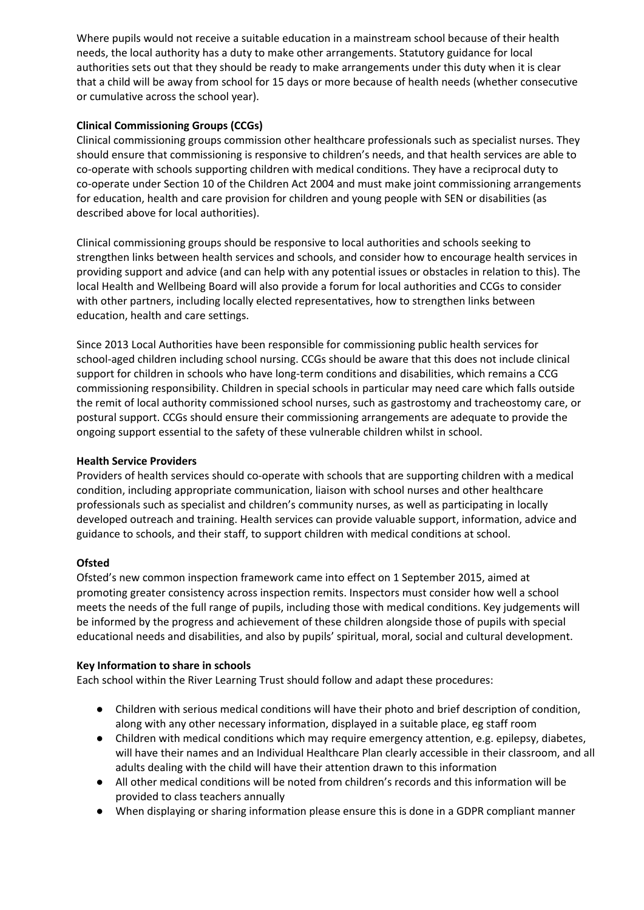Where pupils would not receive a suitable education in a mainstream school because of their health needs, the local authority has a duty to make other arrangements. Statutory guidance for local authorities sets out that they should be ready to make arrangements under this duty when it is clear that a child will be away from school for 15 days or more because of health needs (whether consecutive or cumulative across the school year).

**Clinical Commissioning Groups (CCGs)**

Clinical commissioning groups commission other healthcare professionals such as specialist nurses. They should ensure that commissioning is responsive to children's needs, and that health services are able to co-operate with schools supporting children with medical conditions. They have a reciprocal duty to co-operate under Section 10 of the Children Act 2004 and must make joint commissioning arrangements for education, health and care provision for children and young people with SEN or disabilities (as described above for local authorities).

Clinical commissioning groups should be responsive to local authorities and schools seeking to strengthen links between health services and schools, and consider how to encourage health services in providing support and advice (and can help with any potential issues or obstacles in relation to this). The local Health and Wellbeing Board will also provide a forum for local authorities and CCGs to consider with other partners, including locally elected representatives, how to strengthen links between education, health and care settings.

Since 2013 Local Authorities have been responsible for commissioning public health services for school-aged children including school nursing. CCGs should be aware that this does not include clinical support for children in schools who have long-term conditions and disabilities, which remains a CCG commissioning responsibility. Children in special schools in particular may need care which falls outside the remit of local authority commissioned school nurses, such as gastrostomy and tracheostomy care, or postural support. CCGs should ensure their commissioning arrangements are adequate to provide the ongoing support essential to the safety of these vulnerable children whilst in school.

**Health Service Providers**

Providers of health services should co-operate with schools that are supporting children with a medical condition, including appropriate communication, liaison with school nurses and other healthcare professionals such as specialist and children's community nurses, as well as participating in locally developed outreach and training. Health services can provide valuable support, information, advice and guidance to schools, and their staff, to support children with medical conditions at school.

**Ofsted**

Ofsted's new common inspection framework came into effect on 1 September 2015, aimed at promoting greater consistency across inspection remits. Inspectors must consider how well a school meets the needs of the full range of pupils, including those with medical conditions. Key judgements will be informed by the progress and achievement of these children alongside those of pupils with special educational needs and disabilities, and also by pupils' spiritual, moral, social and cultural development.

**Key Information to share in schools**

Each school within the River Learning Trust should follow and adapt these procedures:

- Children with serious medical conditions will have their photo and brief description of condition, along with any other necessary information, displayed in a suitable place, eg staff room
- Children with medical conditions which may require emergency attention, e.g. epilepsy, diabetes, will have their names and an Individual Healthcare Plan clearly accessible in their classroom, and all adults dealing with the child will have their attention drawn to this information
- All other medical conditions will be noted from children's records and this information will be provided to class teachers annually
- When displaying or sharing information please ensure this is done in a GDPR compliant manner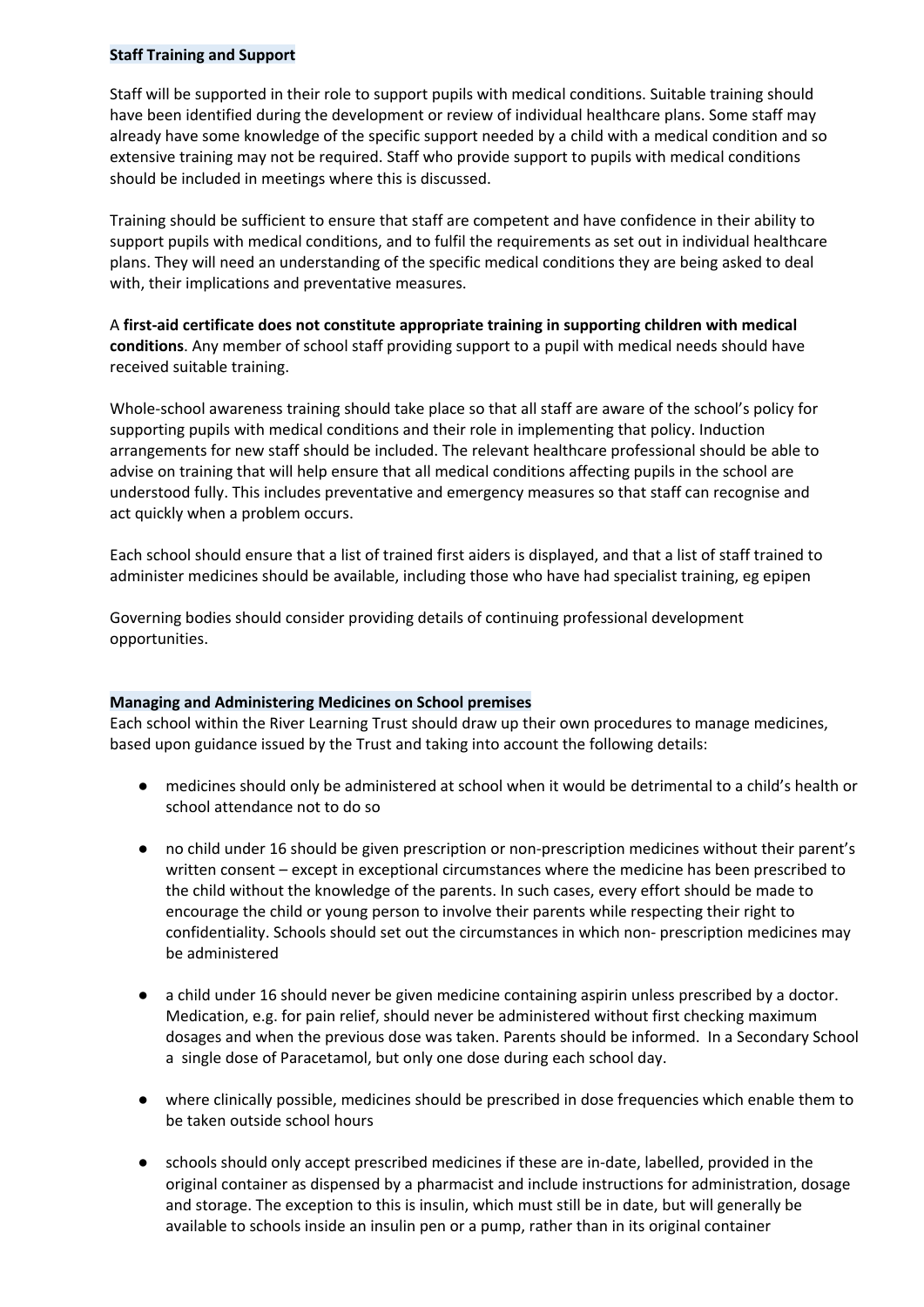**Staff Training and Support**

Staff will be supported in their role to support pupils with medical conditions. Suitable training should have been identified during the development or review of individual healthcare plans. Some staff may already have some knowledge of the specific support needed by a child with a medical condition and so extensive training may not be required. Staff who provide support to pupils with medical conditions should be included in meetings where this is discussed.

Training should be sufficient to ensure that staff are competent and have confidence in their ability to support pupils with medical conditions, and to fulfil the requirements as set out in individual healthcare plans. They will need an understanding of the specific medical conditions they are being asked to deal with, their implications and preventative measures.

A **first-aid certificate does not constitute appropriate training in supporting children with medical conditions**. Any member of school staff providing support to a pupil with medical needs should have received suitable training.

Whole-school awareness training should take place so that all staff are aware of the school's policy for supporting pupils with medical conditions and their role in implementing that policy. Induction arrangements for new staff should be included. The relevant healthcare professional should be able to advise on training that will help ensure that all medical conditions affecting pupils in the school are understood fully. This includes preventative and emergency measures so that staff can recognise and act quickly when a problem occurs.

Each school should ensure that a list of trained first aiders is displayed, and that a list of staff trained to administer medicines should be available, including those who have had specialist training, eg epipen

Governing bodies should consider providing details of continuing professional development opportunities.

**Managing and Administering Medicines on School premises**

Each school within the River Learning Trust should draw up their own procedures to manage medicines, based upon guidance issued by the Trust and taking into account the following details:

- medicines should only be administered at school when it would be detrimental to a child's health or school attendance not to do so
- no child under 16 should be given prescription or non-prescription medicines without their parent's written consent – except in exceptional circumstances where the medicine has been prescribed to the child without the knowledge of the parents. In such cases, every effort should be made to encourage the child or young person to involve their parents while respecting their right to confidentiality. Schools should set out the circumstances in which non- prescription medicines may be administered
- a child under 16 should never be given medicine containing aspirin unless prescribed by a doctor. Medication, e.g. for pain relief, should never be administered without first checking maximum dosages and when the previous dose was taken. Parents should be informed. In a Secondary School a single dose of Paracetamol, but only one dose during each school day.
- where clinically possible, medicines should be prescribed in dose frequencies which enable them to be taken outside school hours
- schools should only accept prescribed medicines if these are in-date, labelled, provided in the original container as dispensed by a pharmacist and include instructions for administration, dosage and storage. The exception to this is insulin, which must still be in date, but will generally be available to schools inside an insulin pen or a pump, rather than in its original container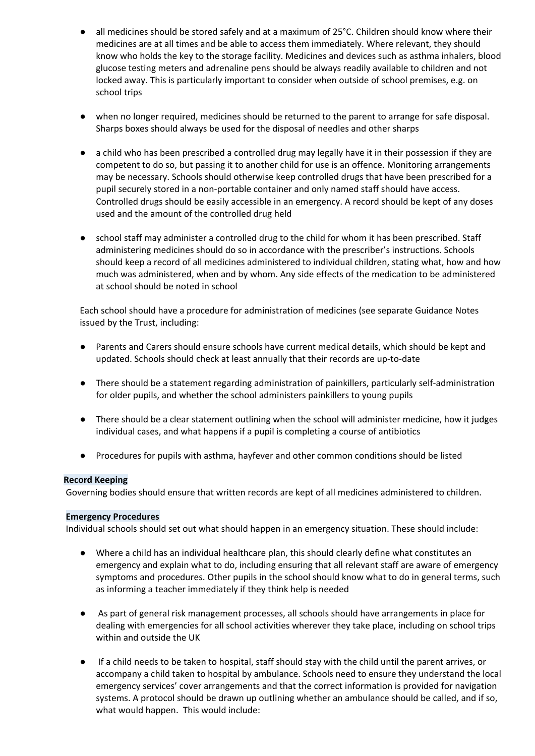- all medicines should be stored safely and at a maximum of 25°C. Children should know where their medicines are at all times and be able to access them immediately. Where relevant, they should know who holds the key to the storage facility. Medicines and devices such as asthma inhalers, blood glucose testing meters and adrenaline pens should be always readily available to children and not locked away. This is particularly important to consider when outside of school premises, e.g. on school trips

- when no longer required, medicines should be returned to the parent to arrange for safe disposal. Sharps boxes should always be used for the disposal of needles and other sharps

- a child who has been prescribed a controlled drug may legally have it in their possession if they are competent to do so, but passing it to another child for use is an offence. Monitoring arrangements may be necessary. Schools should otherwise keep controlled drugs that have been prescribed for a pupil securely stored in a non-portable container and only named staff should have access. Controlled drugs should be easily accessible in an emergency. A record should be kept of any doses used and the amount of the controlled drug held

- school staff may administer a controlled drug to the child for whom it has been prescribed. Staff administering medicines should do so in accordance with the prescriber's instructions. Schools should keep a record of all medicines administered to individual children, stating what, how and how much was administered, when and by whom. Any side effects of the medication to be administered at school should be noted in school

Each school should have a procedure for administration of medicines (see separate Guidance Notes issued by the Trust, including:

- Parents and Carers should ensure schools have current medical details, which should be kept and updated. Schools should check at least annually that their records are up-to-date

- There should be a statement regarding administration of painkillers, particularly self-administration for older pupils, and whether the school administers painkillers to young pupils

- There should be a clear statement outlining when the school will administer medicine, how it judges individual cases, and what happens if a pupil is completing a course of antibiotics

- Procedures for pupils with asthma, hayfever and other common conditions should be listed

**Record Keeping**

Governing bodies should ensure that written records are kept of all medicines administered to children.

**Emergency Procedures**

Individual schools should set out what should happen in an emergency situation. These should include:

- Where a child has an individual healthcare plan, this should clearly define what constitutes an emergency and explain what to do, including ensuring that all relevant staff are aware of emergency symptoms and procedures. Other pupils in the school should know what to do in general terms, such as informing a teacher immediately if they think help is needed

- As part of general risk management processes, all schools should have arrangements in place for dealing with emergencies for all school activities wherever they take place, including on school trips within and outside the UK

- If a child needs to be taken to hospital, staff should stay with the child until the parent arrives, or accompany a child taken to hospital by ambulance. Schools need to ensure they understand the local emergency services' cover arrangements and that the correct information is provided for navigation systems. A protocol should be drawn up outlining whether an ambulance should be called, and if so, what would happen. This would include: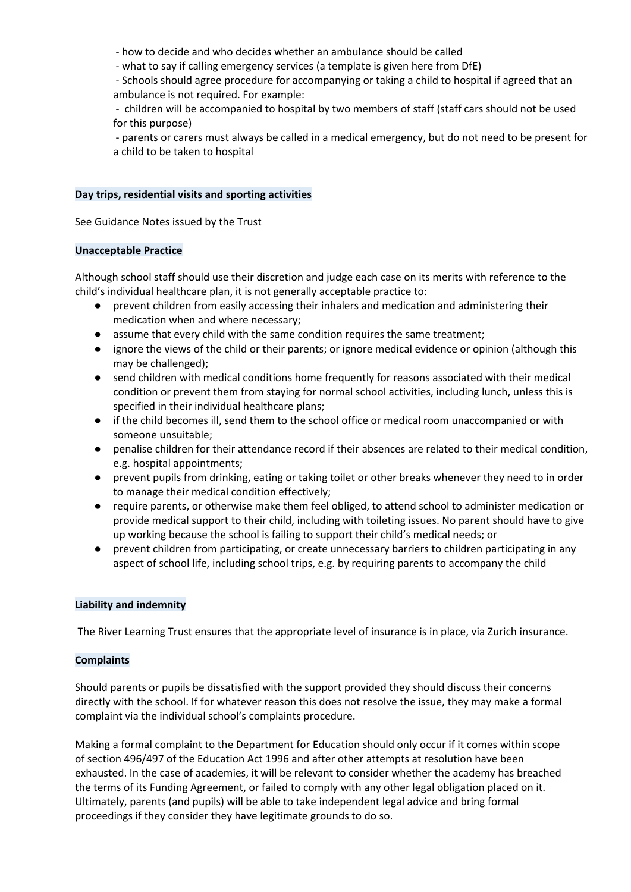- how to decide and who decides whether an ambulance should be called
- what to say if calling emergency services (a template is given here from DfE)
- Schools should agree procedure for accompanying or taking a child to hospital if agreed that an ambulance is not required. For example:
- children will be accompanied to hospital by two members of staff (staff cars should not be used for this purpose)
- parents or carers must always be called in a medical emergency, but do not need to be present for a child to be taken to hospital

**Day trips, residential visits and sporting activities**

See Guidance Notes issued by the Trust

**Unacceptable Practice**

Although school staff should use their discretion and judge each case on its merits with reference to the child's individual healthcare plan, it is not generally acceptable practice to:

- prevent children from easily accessing their inhalers and medication and administering their medication when and where necessary;
- assume that every child with the same condition requires the same treatment;
- ignore the views of the child or their parents; or ignore medical evidence or opinion (although this may be challenged);
- send children with medical conditions home frequently for reasons associated with their medical condition or prevent them from staying for normal school activities, including lunch, unless this is specified in their individual healthcare plans;
- if the child becomes ill, send them to the school office or medical room unaccompanied or with someone unsuitable;
- penalise children for their attendance record if their absences are related to their medical condition, e.g. hospital appointments;
- prevent pupils from drinking, eating or taking toilet or other breaks whenever they need to in order to manage their medical condition effectively;
- require parents, or otherwise make them feel obliged, to attend school to administer medication or provide medical support to their child, including with toileting issues. No parent should have to give up working because the school is failing to support their child's medical needs; or
- prevent children from participating, or create unnecessary barriers to children participating in any aspect of school life, including school trips, e.g. by requiring parents to accompany the child

**Liability and indemnity**

The River Learning Trust ensures that the appropriate level of insurance is in place, via Zurich insurance.

**Complaints**

Should parents or pupils be dissatisfied with the support provided they should discuss their concerns directly with the school. If for whatever reason this does not resolve the issue, they may make a formal complaint via the individual school's complaints procedure.

Making a formal complaint to the Department for Education should only occur if it comes within scope of section 496/497 of the Education Act 1996 and after other attempts at resolution have been exhausted. In the case of academies, it will be relevant to consider whether the academy has breached the terms of its Funding Agreement, or failed to comply with any other legal obligation placed on it. Ultimately, parents (and pupils) will be able to take independent legal advice and bring formal proceedings if they consider they have legitimate grounds to do so.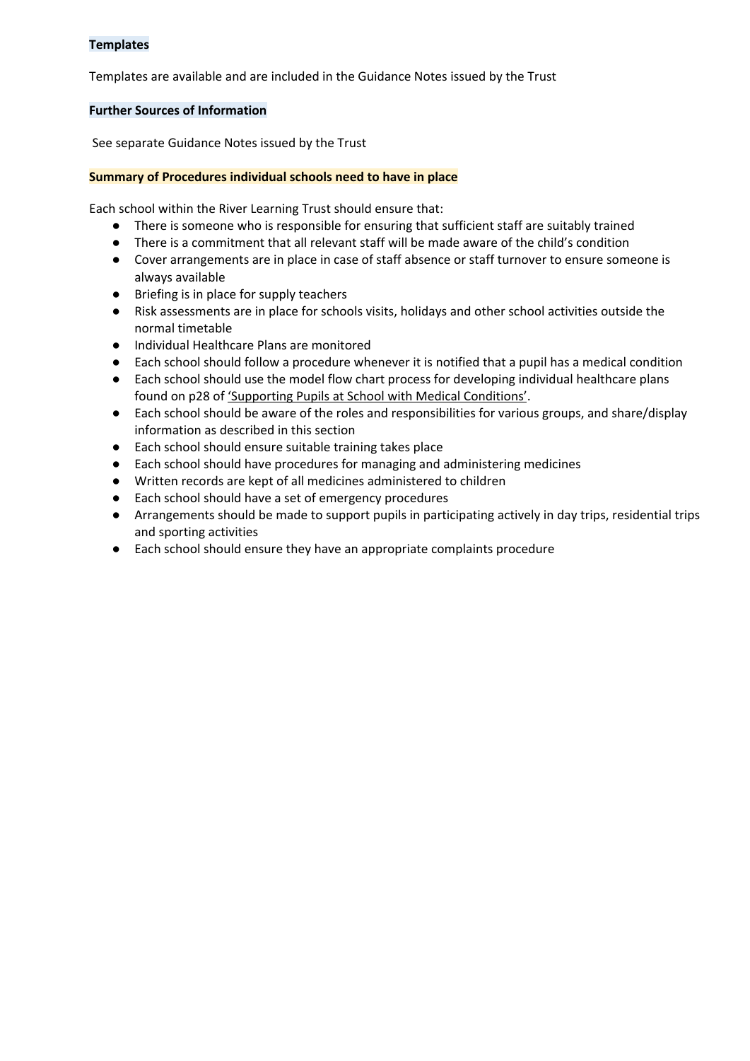**Templates**

Templates are available and are included in the Guidance Notes issued by the Trust

**Further Sources of Information**

See separate Guidance Notes issued by the Trust

**Summary of Procedures individual schools need to have in place**

Each school within the River Learning Trust should ensure that:

- There is someone who is responsible for ensuring that sufficient staff are suitably trained
- There is a commitment that all relevant staff will be made aware of the child's condition
- Cover arrangements are in place in case of staff absence or staff turnover to ensure someone is always available
- Briefing is in place for supply teachers
- Risk assessments are in place for schools visits, holidays and other school activities outside the normal timetable
- Individual Healthcare Plans are monitored
- Each school should follow a procedure whenever it is notified that a pupil has a medical condition
- Each school should use the model flow chart process for developing individual healthcare plans found on p28 of 'Supporting Pupils at School with Medical Conditions'.
- Each school should be aware of the roles and responsibilities for various groups, and share/display information as described in this section
- Each school should ensure suitable training takes place
- Each school should have procedures for managing and administering medicines
- Written records are kept of all medicines administered to children
- Each school should have a set of emergency procedures
- Arrangements should be made to support pupils in participating actively in day trips, residential trips and sporting activities
- Each school should ensure they have an appropriate complaints procedure